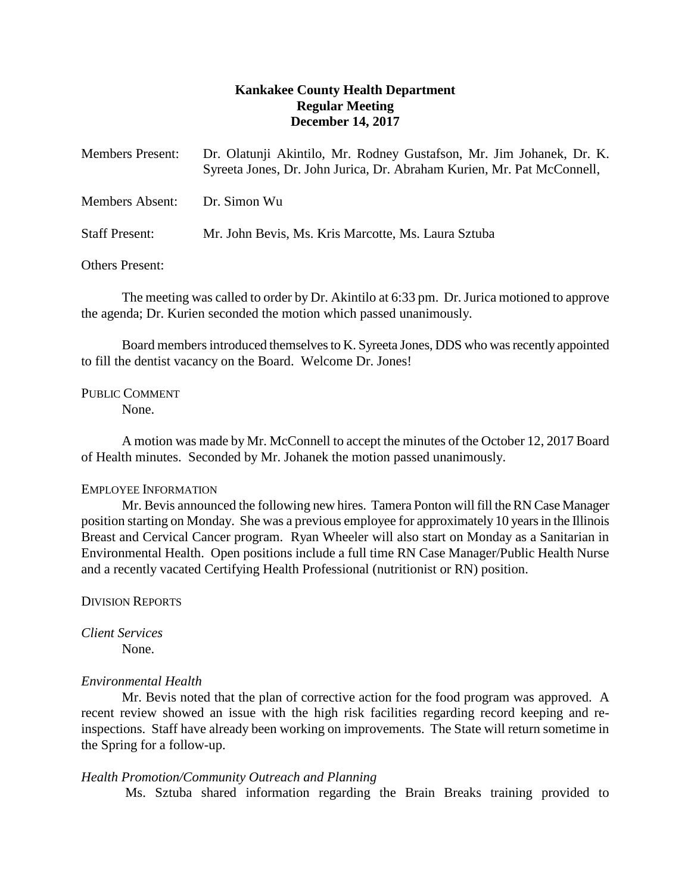**Kankakee County Health Department**
**Regular Meeting**
**December 14, 2017**

Members Present: Dr. Olatunji Akintilo, Mr. Rodney Gustafson, Mr. Jim Johanek, Dr. K. Syreeta Jones, Dr. John Jurica, Dr. Abraham Kurien, Mr. Pat McConnell,

Members Absent: Dr. Simon Wu

Staff Present: Mr. John Bevis, Ms. Kris Marcotte, Ms. Laura Sztuba

Others Present:

The meeting was called to order by Dr. Akintilo at 6:33 pm. Dr. Jurica motioned to approve the agenda; Dr. Kurien seconded the motion which passed unanimously.

Board members introduced themselves to K. Syreeta Jones, DDS who was recently appointed to fill the dentist vacancy on the Board. Welcome Dr. Jones!

PUBLIC COMMENT

None.

A motion was made by Mr. McConnell to accept the minutes of the October 12, 2017 Board of Health minutes. Seconded by Mr. Johanek the motion passed unanimously.

EMPLOYEE INFORMATION

Mr. Bevis announced the following new hires. Tamera Ponton will fill the RN Case Manager position starting on Monday. She was a previous employee for approximately 10 years in the Illinois Breast and Cervical Cancer program. Ryan Wheeler will also start on Monday as a Sanitarian in Environmental Health. Open positions include a full time RN Case Manager/Public Health Nurse and a recently vacated Certifying Health Professional (nutritionist or RN) position.

DIVISION REPORTS

*Client Services*

None.

*Environmental Health*

Mr. Bevis noted that the plan of corrective action for the food program was approved. A recent review showed an issue with the high risk facilities regarding record keeping and re-inspections. Staff have already been working on improvements. The State will return sometime in the Spring for a follow-up.

*Health Promotion/Community Outreach and Planning*

Ms. Sztuba shared information regarding the Brain Breaks training provided to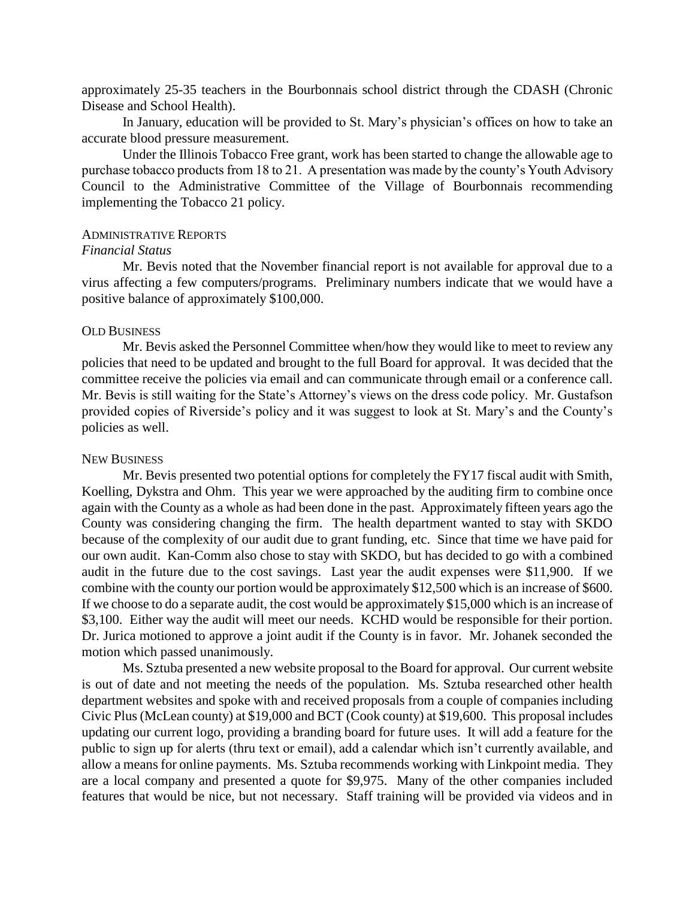approximately 25-35 teachers in the Bourbonnais school district through the CDASH (Chronic Disease and School Health).

In January, education will be provided to St. Mary's physician's offices on how to take an accurate blood pressure measurement.

Under the Illinois Tobacco Free grant, work has been started to change the allowable age to purchase tobacco products from 18 to 21. A presentation was made by the county's Youth Advisory Council to the Administrative Committee of the Village of Bourbonnais recommending implementing the Tobacco 21 policy.

## ADMINISTRATIVE REPORTS

### *Financial Status*

Mr. Bevis noted that the November financial report is not available for approval due to a virus affecting a few computers/programs. Preliminary numbers indicate that we would have a positive balance of approximately $100,000.

## OLD BUSINESS

Mr. Bevis asked the Personnel Committee when/how they would like to meet to review any policies that need to be updated and brought to the full Board for approval. It was decided that the committee receive the policies via email and can communicate through email or a conference call. Mr. Bevis is still waiting for the State's Attorney's views on the dress code policy. Mr. Gustafson provided copies of Riverside's policy and it was suggest to look at St. Mary's and the County's policies as well.

## NEW BUSINESS

Mr. Bevis presented two potential options for completely the FY17 fiscal audit with Smith, Koelling, Dykstra and Ohm. This year we were approached by the auditing firm to combine once again with the County as a whole as had been done in the past. Approximately fifteen years ago the County was considering changing the firm. The health department wanted to stay with SKDO because of the complexity of our audit due to grant funding, etc. Since that time we have paid for our own audit. Kan-Comm also chose to stay with SKDO, but has decided to go with a combined audit in the future due to the cost savings. Last year the audit expenses were $11,900. If we combine with the county our portion would be approximately $12,500 which is an increase of $600. If we choose to do a separate audit, the cost would be approximately $15,000 which is an increase of $3,100. Either way the audit will meet our needs. KCHD would be responsible for their portion. Dr. Jurica motioned to approve a joint audit if the County is in favor. Mr. Johanek seconded the motion which passed unanimously.

Ms. Sztuba presented a new website proposal to the Board for approval. Our current website is out of date and not meeting the needs of the population. Ms. Sztuba researched other health department websites and spoke with and received proposals from a couple of companies including Civic Plus (McLean county) at $19,000 and BCT (Cook county) at $19,600. This proposal includes updating our current logo, providing a branding board for future uses. It will add a feature for the public to sign up for alerts (thru text or email), add a calendar which isn't currently available, and allow a means for online payments. Ms. Sztuba recommends working with Linkpoint media. They are a local company and presented a quote for $9,975. Many of the other companies included features that would be nice, but not necessary. Staff training will be provided via videos and in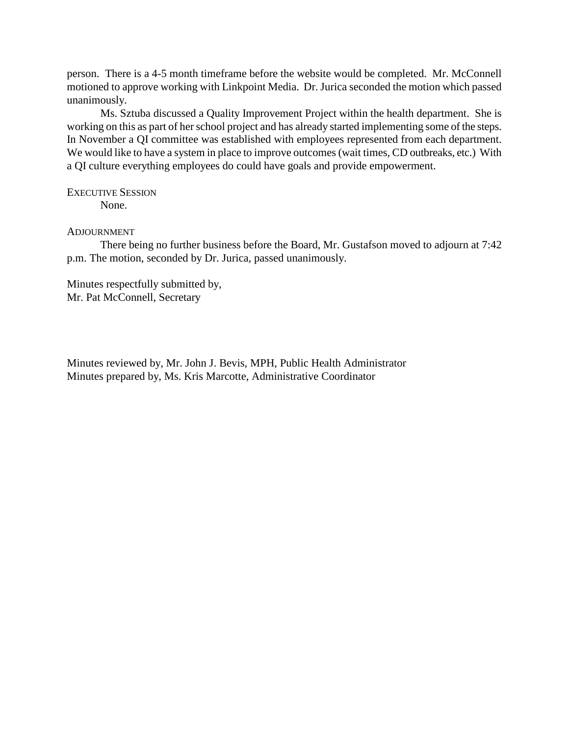person. There is a 4-5 month timeframe before the website would be completed. Mr. McConnell motioned to approve working with Linkpoint Media. Dr. Jurica seconded the motion which passed unanimously.

Ms. Sztuba discussed a Quality Improvement Project within the health department. She is working on this as part of her school project and has already started implementing some of the steps. In November a QI committee was established with employees represented from each department. We would like to have a system in place to improve outcomes (wait times, CD outbreaks, etc.) With a QI culture everything employees do could have goals and provide empowerment.

EXECUTIVE SESSION

None.

ADJOURNMENT

There being no further business before the Board, Mr. Gustafson moved to adjourn at 7:42 p.m. The motion, seconded by Dr. Jurica, passed unanimously.

Minutes respectfully submitted by,
Mr. Pat McConnell, Secretary

Minutes reviewed by, Mr. John J. Bevis, MPH, Public Health Administrator
Minutes prepared by, Ms. Kris Marcotte, Administrative Coordinator